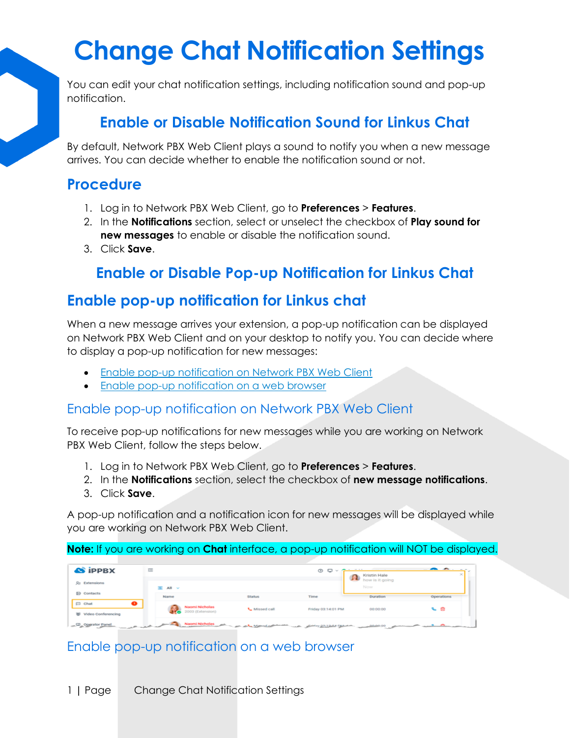# Change Chat Notification Settings

You can edit your chat notification settings, including notification sound and pop-up notification.

## Enable or Disable Notification Sound for Linkus Chat

By default, Network PBX Web Client plays a sound to notify you when a new message arrives. You can decide whether to enable the notification sound or not.

### Procedure

1. Log in to Network PBX Web Client, go to **Preferences** > **Features**.
2. In the **Notifications** section, select or unselect the checkbox of **Play sound for new messages** to enable or disable the notification sound.
3. Click **Save**.

## Enable or Disable Pop-up Notification for Linkus Chat

### Enable pop-up notification for Linkus chat

When a new message arrives your extension, a pop-up notification can be displayed on Network PBX Web Client and on your desktop to notify you. You can decide where to display a pop-up notification for new messages:

- Enable pop-up notification on Network PBX Web Client
- Enable pop-up notification on a web browser

#### Enable pop-up notification on Network PBX Web Client

To receive pop-up notifications for new messages while you are working on Network PBX Web Client, follow the steps below.

1. Log in to Network PBX Web Client, go to **Preferences** > **Features**.
2. In the **Notifications** section, select the checkbox of **new message notifications**.
3. Click **Save**.

A pop-up notification and a notification icon for new messages will be displayed while you are working on Network PBX Web Client.

**Note:** If you are working on **Chat** interface, a pop-up notification will NOT be displayed.

#### Enable pop-up notification on a web browser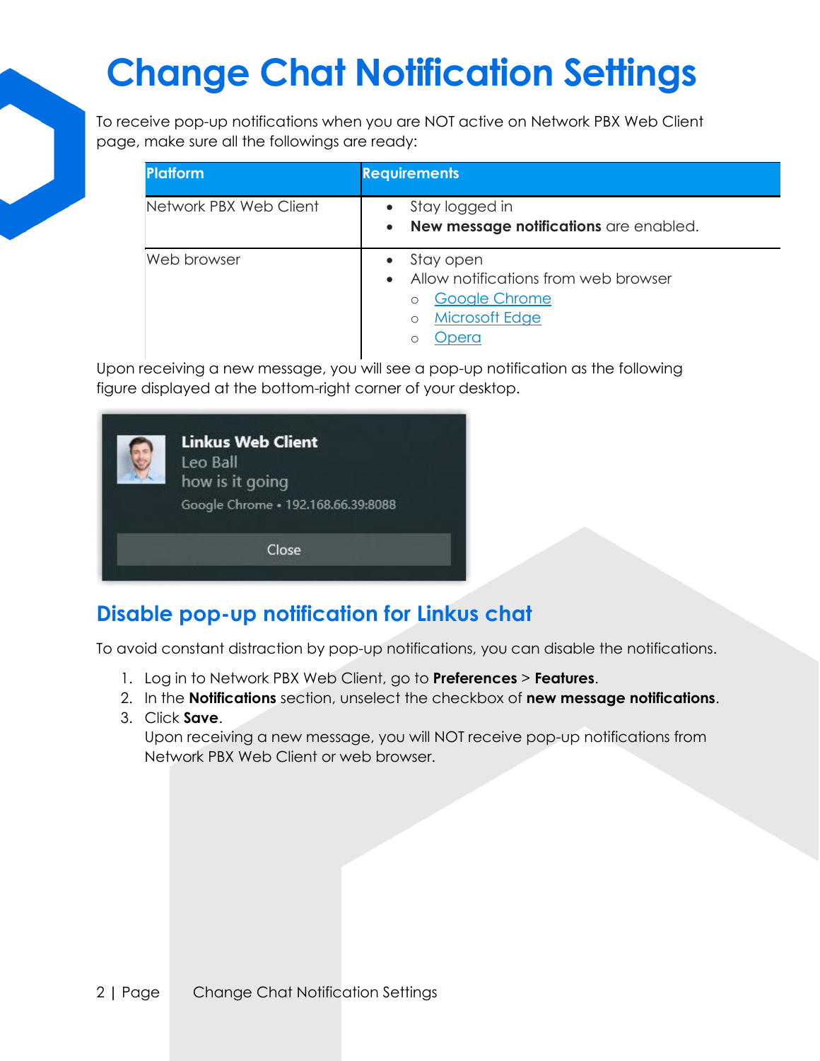# Change Chat Notification Settings

To receive pop-up notifications when you are NOT active on Network PBX Web Client page, make sure all the followings are ready:

| Platform | Requirements |
| --- | --- |
| Network PBX Web Client | • Stay logged in<br>• **New message notifications** are enabled. |
| Web browser | • Stay open<br>• Allow notifications from web browser<br>  ○ Google Chrome<br>  ○ Microsoft Edge<br>  ○ Opera |

Upon receiving a new message, you will see a pop-up notification as the following figure displayed at the bottom-right corner of your desktop.

## Disable pop-up notification for Linkus chat

To avoid constant distraction by pop-up notifications, you can disable the notifications.

1. Log in to Network PBX Web Client, go to **Preferences** > **Features**.
2. In the **Notifications** section, unselect the checkbox of **new message notifications**.
3. Click **Save**.
   Upon receiving a new message, you will NOT receive pop-up notifications from Network PBX Web Client or web browser.